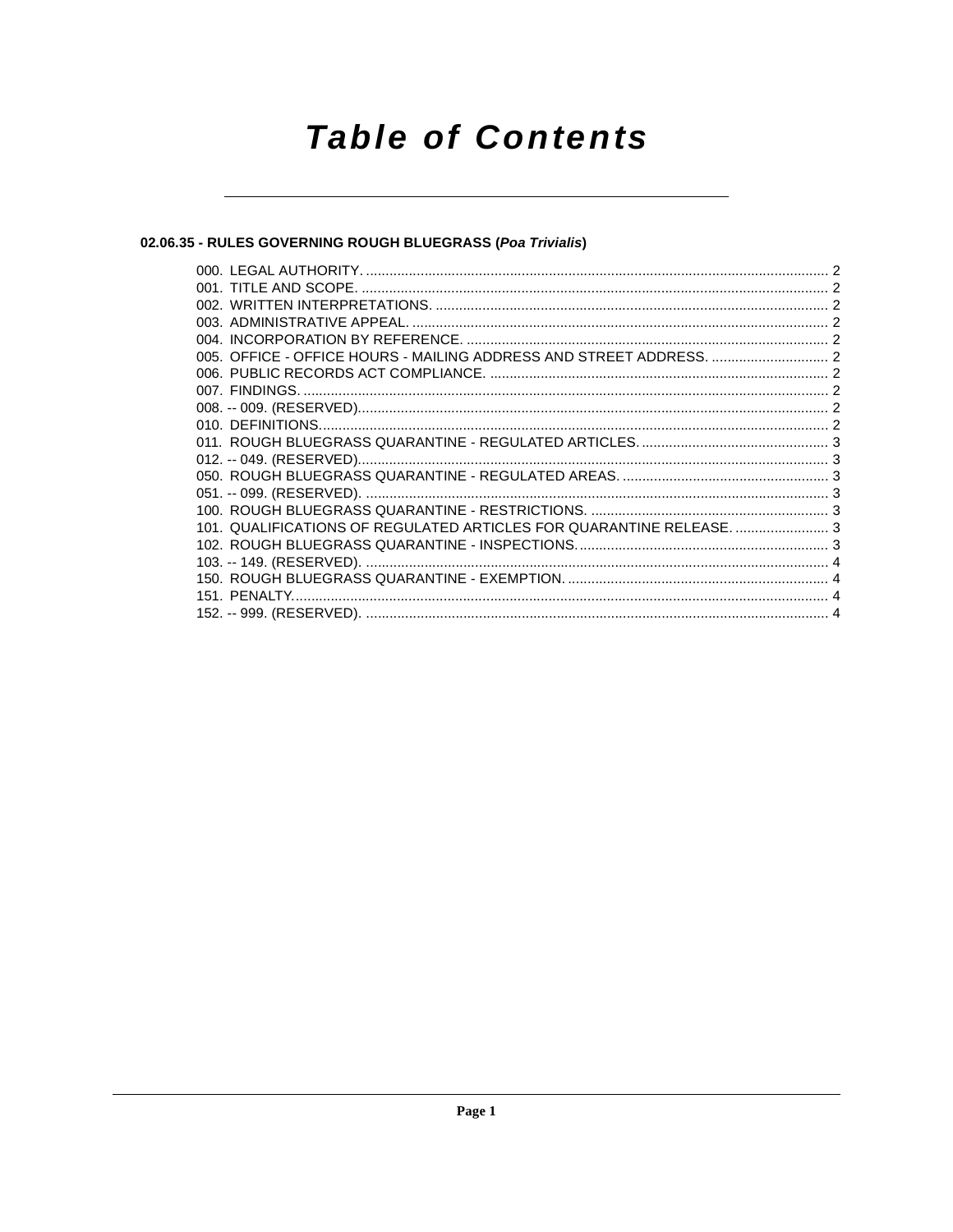# Table of Contents

## 02.06.35 - RULES GOVERNING ROUGH BLUEGRASS (*Poa Trivialis*)

000. LEGAL AUTHORITY. ........................................................................................................................ 2
001. TITLE AND SCOPE. ........................................................................................................................ 2
002. WRITTEN INTERPRETATIONS. ..................................................................................................... 2
003. ADMINISTRATIVE APPEAL. ........................................................................................................... 2
004. INCORPORATION BY REFERENCE. ............................................................................................. 2
005. OFFICE - OFFICE HOURS - MAILING ADDRESS AND STREET ADDRESS. .............................. 2
006. PUBLIC RECORDS ACT COMPLIANCE. ........................................................................................ 2
007. FINDINGS. ........................................................................................................................................ 2
008. -- 009. (RESERVED). ........................................................................................................................ 2
010. DEFINITIONS. .................................................................................................................................. 2
011. ROUGH BLUEGRASS QUARANTINE - REGULATED ARTICLES. ................................................. 3
012. -- 049. (RESERVED). ........................................................................................................................ 3
050. ROUGH BLUEGRASS QUARANTINE - REGULATED AREAS. ...................................................... 3
051. -- 099. (RESERVED). ........................................................................................................................ 3
100. ROUGH BLUEGRASS QUARANTINE - RESTRICTIONS. .............................................................. 3
101. QUALIFICATIONS OF REGULATED ARTICLES FOR QUARANTINE RELEASE. ........................ 3
102. ROUGH BLUEGRASS QUARANTINE - INSPECTIONS. ................................................................. 3
103. -- 149. (RESERVED). ........................................................................................................................ 4
150. ROUGH BLUEGRASS QUARANTINE - EXEMPTION. .................................................................... 4
151. PENALTY. .......................................................................................................................................... 4
152. -- 999. (RESERVED). ........................................................................................................................ 4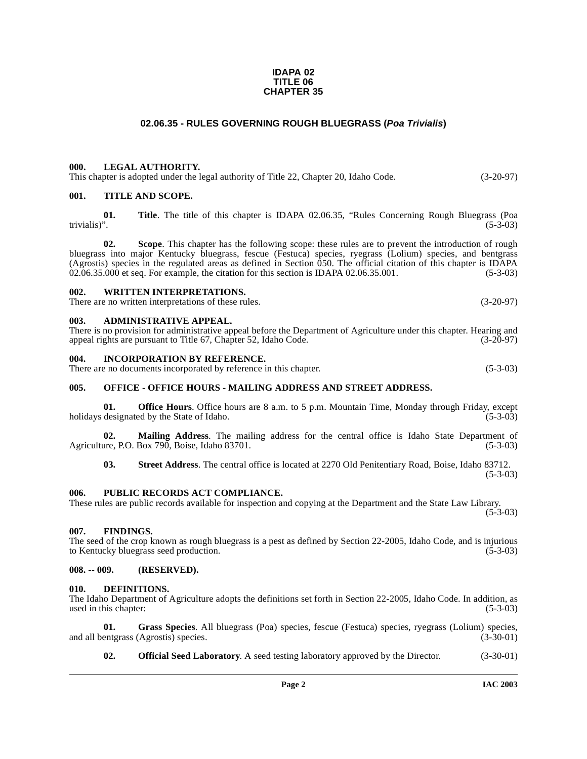**IDAPA 02**
**TITLE 06**
**CHAPTER 35**

## 02.06.35 - RULES GOVERNING ROUGH BLUEGRASS (*Poa Trivialis*)

### 000. LEGAL AUTHORITY.
This chapter is adopted under the legal authority of Title 22, Chapter 20, Idaho Code. (3-20-97)

### 001. TITLE AND SCOPE.

**01. Title**. The title of this chapter is IDAPA 02.06.35, "Rules Concerning Rough Bluegrass (Poa trivialis)". (5-3-03)

**02. Scope**. This chapter has the following scope: these rules are to prevent the introduction of rough bluegrass into major Kentucky bluegrass, fescue (Festuca) species, ryegrass (Lolium) species, and bentgrass (Agrostis) species in the regulated areas as defined in Section 050. The official citation of this chapter is IDAPA 02.06.35.000 et seq. For example, the citation for this section is IDAPA 02.06.35.001. (5-3-03)

### 002. WRITTEN INTERPRETATIONS.
There are no written interpretations of these rules. (3-20-97)

### 003. ADMINISTRATIVE APPEAL.
There is no provision for administrative appeal before the Department of Agriculture under this chapter. Hearing and appeal rights are pursuant to Title 67, Chapter 52, Idaho Code. (3-20-97)

### 004. INCORPORATION BY REFERENCE.
There are no documents incorporated by reference in this chapter. (5-3-03)

### 005. OFFICE - OFFICE HOURS - MAILING ADDRESS AND STREET ADDRESS.

**01. Office Hours**. Office hours are 8 a.m. to 5 p.m. Mountain Time, Monday through Friday, except holidays designated by the State of Idaho. (5-3-03)

**02. Mailing Address**. The mailing address for the central office is Idaho State Department of Agriculture, P.O. Box 790, Boise, Idaho 83701. (5-3-03)

**03. Street Address**. The central office is located at 2270 Old Penitentiary Road, Boise, Idaho 83712. (5-3-03)

### 006. PUBLIC RECORDS ACT COMPLIANCE.
These rules are public records available for inspection and copying at the Department and the State Law Library. (5-3-03)

### 007. FINDINGS.
The seed of the crop known as rough bluegrass is a pest as defined by Section 22-2005, Idaho Code, and is injurious to Kentucky bluegrass seed production. (5-3-03)

### 008. -- 009. (RESERVED).

### 010. DEFINITIONS.
The Idaho Department of Agriculture adopts the definitions set forth in Section 22-2005, Idaho Code. In addition, as used in this chapter: (5-3-03)

**01. Grass Species**. All bluegrass (Poa) species, fescue (Festuca) species, ryegrass (Lolium) species, and all bentgrass (Agrostis) species. (3-30-01)

**02. Official Seed Laboratory**. A seed testing laboratory approved by the Director. (3-30-01)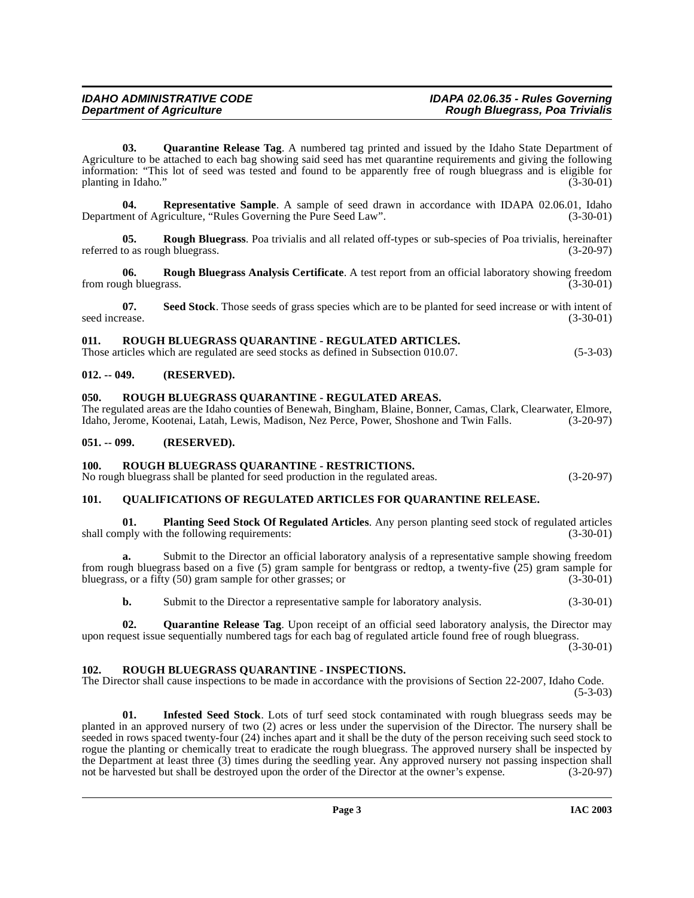**03. Quarantine Release Tag**. A numbered tag printed and issued by the Idaho State Department of Agriculture to be attached to each bag showing said seed has met quarantine requirements and giving the following information: "This lot of seed was tested and found to be apparently free of rough bluegrass and is eligible for planting in Idaho." (3-30-01)

**04. Representative Sample**. A sample of seed drawn in accordance with IDAPA 02.06.01, Idaho Department of Agriculture, "Rules Governing the Pure Seed Law". (3-30-01)

**05. Rough Bluegrass**. Poa trivialis and all related off-types or sub-species of Poa trivialis, hereinafter referred to as rough bluegrass. (3-20-97)

**06. Rough Bluegrass Analysis Certificate**. A test report from an official laboratory showing freedom from rough bluegrass. (3-30-01)

**07. Seed Stock**. Those seeds of grass species which are to be planted for seed increase or with intent of seed increase. (3-30-01)

## 011. ROUGH BLUEGRASS QUARANTINE - REGULATED ARTICLES.

Those articles which are regulated are seed stocks as defined in Subsection 010.07. (5-3-03)

## 012. -- 049. (RESERVED).

## 050. ROUGH BLUEGRASS QUARANTINE - REGULATED AREAS.

The regulated areas are the Idaho counties of Benewah, Bingham, Blaine, Bonner, Camas, Clark, Clearwater, Elmore, Idaho, Jerome, Kootenai, Latah, Lewis, Madison, Nez Perce, Power, Shoshone and Twin Falls. (3-20-97)

## 051. -- 099. (RESERVED).

## 100. ROUGH BLUEGRASS QUARANTINE - RESTRICTIONS.

No rough bluegrass shall be planted for seed production in the regulated areas. (3-20-97)

## 101. QUALIFICATIONS OF REGULATED ARTICLES FOR QUARANTINE RELEASE.

**01. Planting Seed Stock Of Regulated Articles**. Any person planting seed stock of regulated articles shall comply with the following requirements: (3-30-01)

**a.** Submit to the Director an official laboratory analysis of a representative sample showing freedom from rough bluegrass based on a five (5) gram sample for bentgrass or redtop, a twenty-five (25) gram sample for bluegrass, or a fifty (50) gram sample for other grasses; or (3-30-01)

**b.** Submit to the Director a representative sample for laboratory analysis. (3-30-01)

**02. Quarantine Release Tag**. Upon receipt of an official seed laboratory analysis, the Director may upon request issue sequentially numbered tags for each bag of regulated article found free of rough bluegrass. (3-30-01)

## 102. ROUGH BLUEGRASS QUARANTINE - INSPECTIONS.

The Director shall cause inspections to be made in accordance with the provisions of Section 22-2007, Idaho Code. (5-3-03)

**01. Infested Seed Stock**. Lots of turf seed stock contaminated with rough bluegrass seeds may be planted in an approved nursery of two (2) acres or less under the supervision of the Director. The nursery shall be seeded in rows spaced twenty-four (24) inches apart and it shall be the duty of the person receiving such seed stock to rogue the planting or chemically treat to eradicate the rough bluegrass. The approved nursery shall be inspected by the Department at least three (3) times during the seedling year. Any approved nursery not passing inspection shall not be harvested but shall be destroyed upon the order of the Director at the owner's expense. (3-20-97)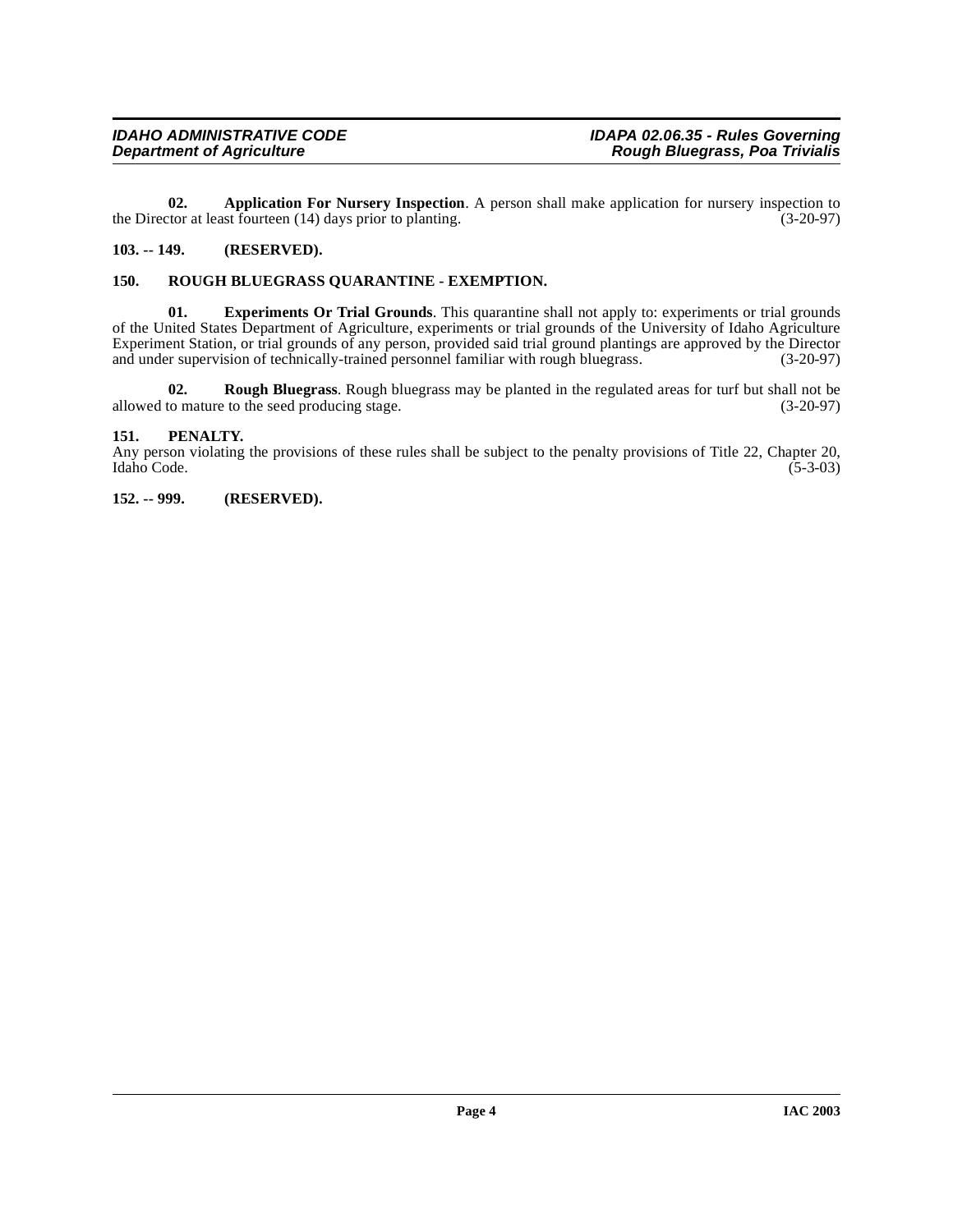**02. Application For Nursery Inspection**. A person shall make application for nursery inspection to the Director at least fourteen (14) days prior to planting. (3-20-97)

## 103. -- 149. (RESERVED).

## 150. ROUGH BLUEGRASS QUARANTINE - EXEMPTION.

**01. Experiments Or Trial Grounds**. This quarantine shall not apply to: experiments or trial grounds of the United States Department of Agriculture, experiments or trial grounds of the University of Idaho Agriculture Experiment Station, or trial grounds of any person, provided said trial ground plantings are approved by the Director and under supervision of technically-trained personnel familiar with rough bluegrass. (3-20-97)

**02. Rough Bluegrass**. Rough bluegrass may be planted in the regulated areas for turf but shall not be allowed to mature to the seed producing stage. (3-20-97)

## 151. PENALTY.

Any person violating the provisions of these rules shall be subject to the penalty provisions of Title 22, Chapter 20, Idaho Code. (5-3-03)

## 152. -- 999. (RESERVED).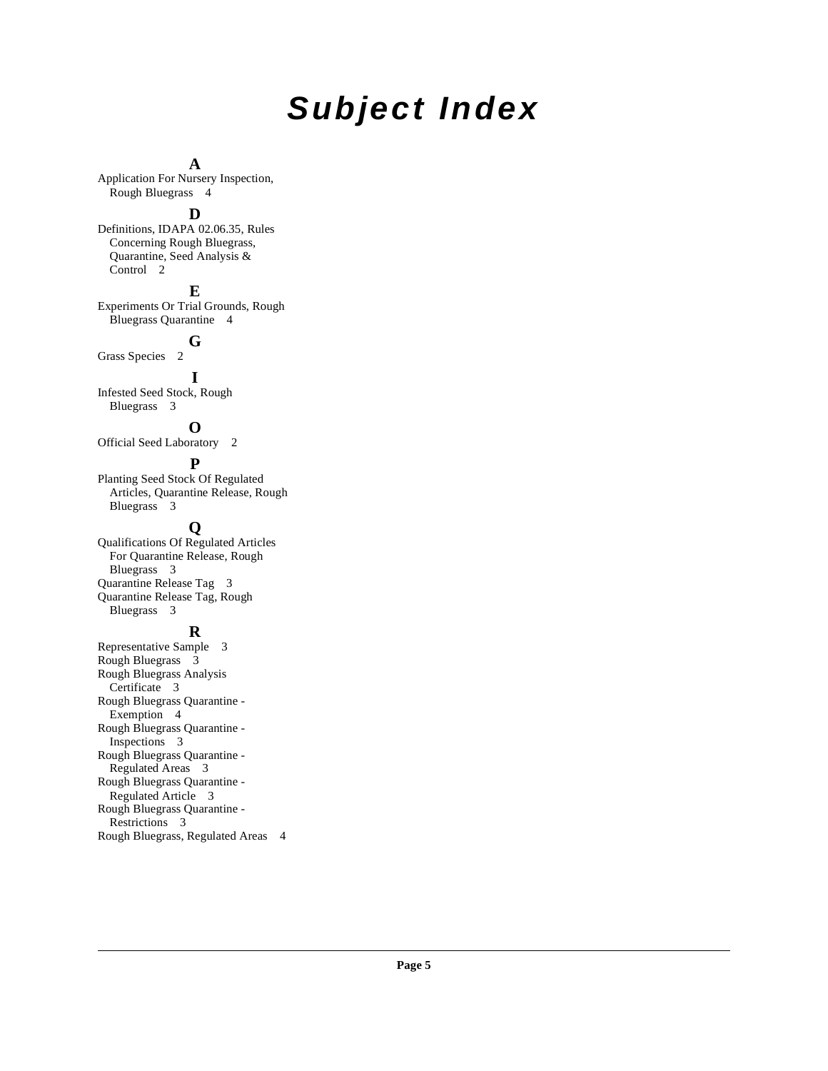# *Subject Index*

**A**

Application For Nursery Inspection, Rough Bluegrass 4

**D**

Definitions, IDAPA 02.06.35, Rules Concerning Rough Bluegrass, Quarantine, Seed Analysis & Control 2

**E**

Experiments Or Trial Grounds, Rough Bluegrass Quarantine 4

**G**

Grass Species 2

**I**

Infested Seed Stock, Rough Bluegrass 3

**O**

Official Seed Laboratory 2

**P**

Planting Seed Stock Of Regulated Articles, Quarantine Release, Rough Bluegrass 3

**Q**

Qualifications Of Regulated Articles For Quarantine Release, Rough Bluegrass 3

Quarantine Release Tag 3

Quarantine Release Tag, Rough Bluegrass 3

**R**

Representative Sample 3

Rough Bluegrass 3

Rough Bluegrass Analysis Certificate 3

Rough Bluegrass Quarantine - Exemption 4

Rough Bluegrass Quarantine - Inspections 3

Rough Bluegrass Quarantine - Regulated Areas 3

Rough Bluegrass Quarantine - Regulated Article 3

Rough Bluegrass Quarantine - Restrictions 3

Rough Bluegrass, Regulated Areas 4